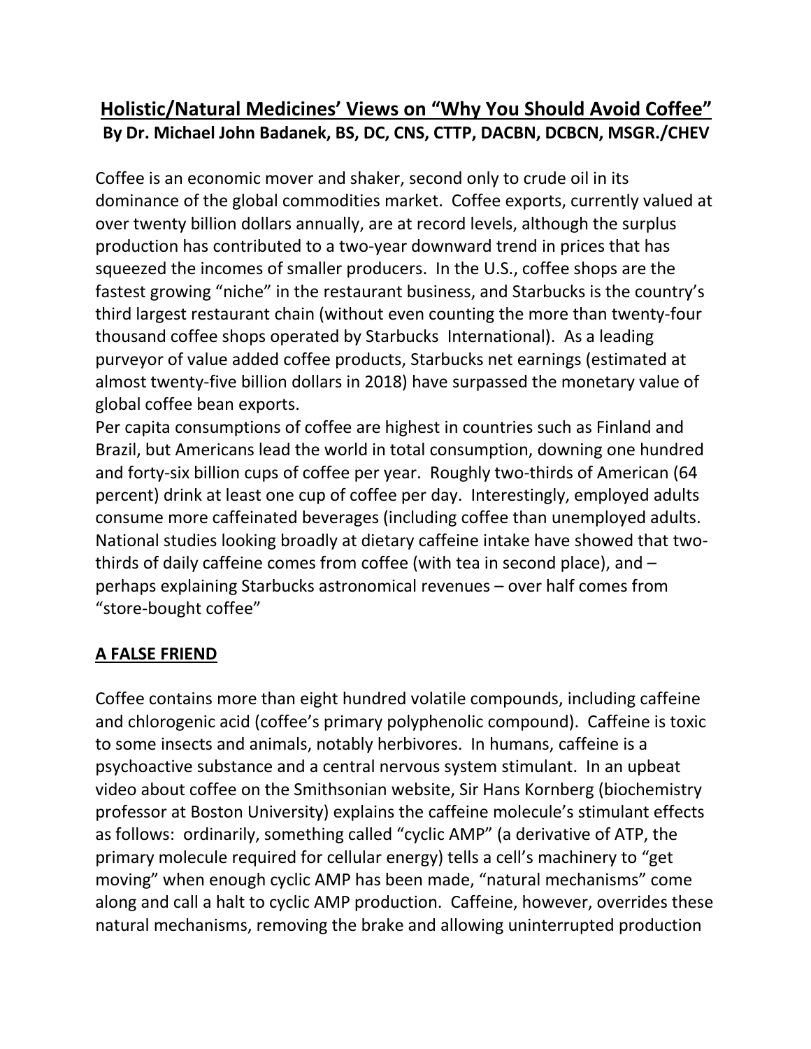# Holistic/Natural Medicines' Views on "Why You Should Avoid Coffee"

**By Dr. Michael John Badanek, BS, DC, CNS, CTTP, DACBN, DCBCN, MSGR./CHEV**

Coffee is an economic mover and shaker, second only to crude oil in its dominance of the global commodities market. Coffee exports, currently valued at over twenty billion dollars annually, are at record levels, although the surplus production has contributed to a two-year downward trend in prices that has squeezed the incomes of smaller producers. In the U.S., coffee shops are the fastest growing "niche" in the restaurant business, and Starbucks is the country's third largest restaurant chain (without even counting the more than twenty-four thousand coffee shops operated by Starbucks International). As a leading purveyor of value added coffee products, Starbucks net earnings (estimated at almost twenty-five billion dollars in 2018) have surpassed the monetary value of global coffee bean exports.

Per capita consumptions of coffee are highest in countries such as Finland and Brazil, but Americans lead the world in total consumption, downing one hundred and forty-six billion cups of coffee per year. Roughly two-thirds of American (64 percent) drink at least one cup of coffee per day. Interestingly, employed adults consume more caffeinated beverages (including coffee than unemployed adults. National studies looking broadly at dietary caffeine intake have showed that two-thirds of daily caffeine comes from coffee (with tea in second place), and – perhaps explaining Starbucks astronomical revenues – over half comes from "store-bought coffee"

## A FALSE FRIEND

Coffee contains more than eight hundred volatile compounds, including caffeine and chlorogenic acid (coffee's primary polyphenolic compound). Caffeine is toxic to some insects and animals, notably herbivores. In humans, caffeine is a psychoactive substance and a central nervous system stimulant. In an upbeat video about coffee on the Smithsonian website, Sir Hans Kornberg (biochemistry professor at Boston University) explains the caffeine molecule's stimulant effects as follows: ordinarily, something called "cyclic AMP" (a derivative of ATP, the primary molecule required for cellular energy) tells a cell's machinery to "get moving" when enough cyclic AMP has been made, "natural mechanisms" come along and call a halt to cyclic AMP production. Caffeine, however, overrides these natural mechanisms, removing the brake and allowing uninterrupted production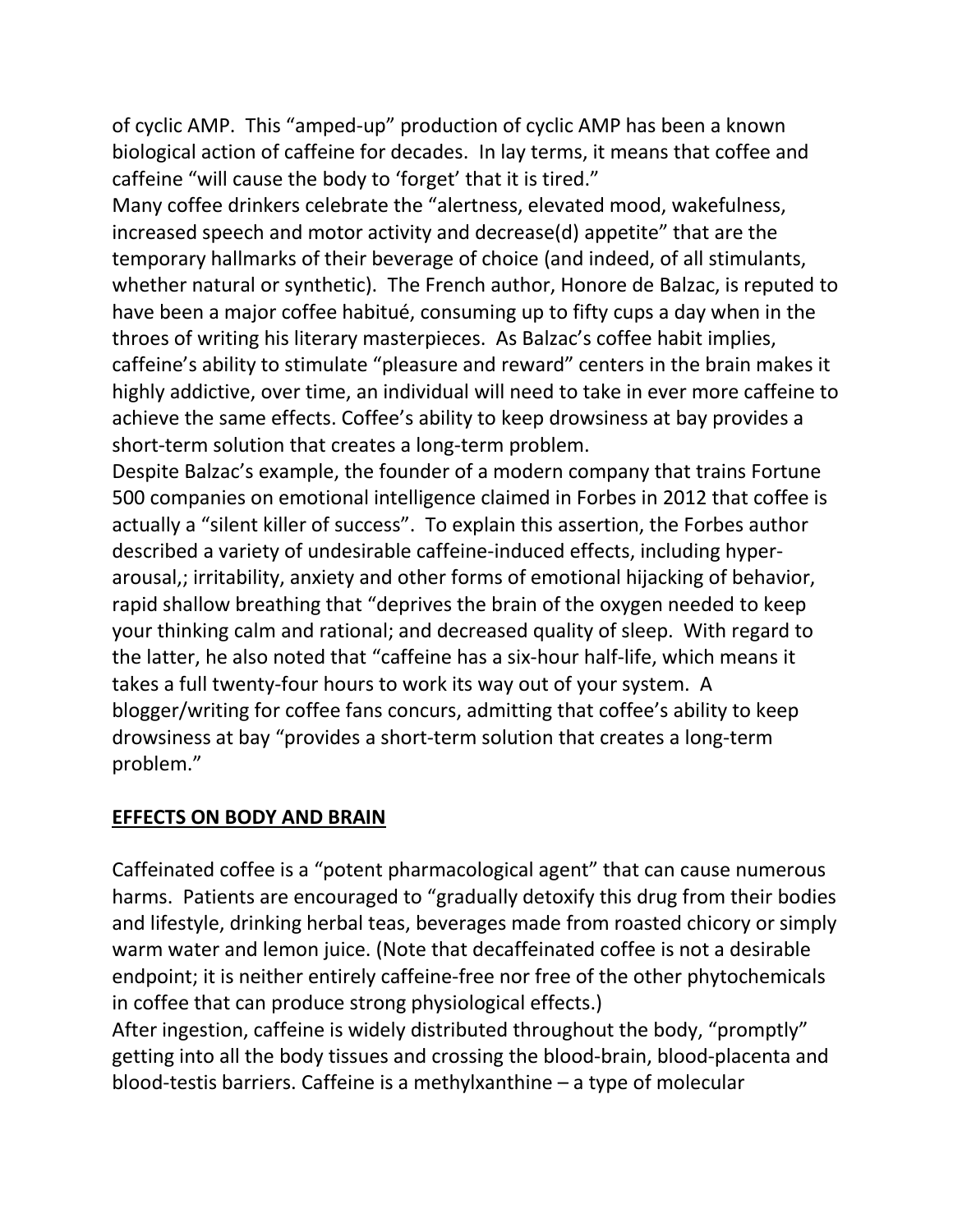of cyclic AMP. This "amped-up" production of cyclic AMP has been a known biological action of caffeine for decades. In lay terms, it means that coffee and caffeine "will cause the body to 'forget' that it is tired."

Many coffee drinkers celebrate the "alertness, elevated mood, wakefulness, increased speech and motor activity and decrease(d) appetite" that are the temporary hallmarks of their beverage of choice (and indeed, of all stimulants, whether natural or synthetic). The French author, Honore de Balzac, is reputed to have been a major coffee habitué, consuming up to fifty cups a day when in the throes of writing his literary masterpieces. As Balzac's coffee habit implies, caffeine's ability to stimulate "pleasure and reward" centers in the brain makes it highly addictive, over time, an individual will need to take in ever more caffeine to achieve the same effects. Coffee's ability to keep drowsiness at bay provides a short-term solution that creates a long-term problem.

Despite Balzac's example, the founder of a modern company that trains Fortune 500 companies on emotional intelligence claimed in Forbes in 2012 that coffee is actually a "silent killer of success". To explain this assertion, the Forbes author described a variety of undesirable caffeine-induced effects, including hyper-arousal,; irritability, anxiety and other forms of emotional hijacking of behavior, rapid shallow breathing that "deprives the brain of the oxygen needed to keep your thinking calm and rational; and decreased quality of sleep. With regard to the latter, he also noted that "caffeine has a six-hour half-life, which means it takes a full twenty-four hours to work its way out of your system. A blogger/writing for coffee fans concurs, admitting that coffee's ability to keep drowsiness at bay "provides a short-term solution that creates a long-term problem."

## EFFECTS ON BODY AND BRAIN

Caffeinated coffee is a "potent pharmacological agent" that can cause numerous harms. Patients are encouraged to "gradually detoxify this drug from their bodies and lifestyle, drinking herbal teas, beverages made from roasted chicory or simply warm water and lemon juice. (Note that decaffeinated coffee is not a desirable endpoint; it is neither entirely caffeine-free nor free of the other phytochemicals in coffee that can produce strong physiological effects.)

After ingestion, caffeine is widely distributed throughout the body, "promptly" getting into all the body tissues and crossing the blood-brain, blood-placenta and blood-testis barriers. Caffeine is a methylxanthine – a type of molecular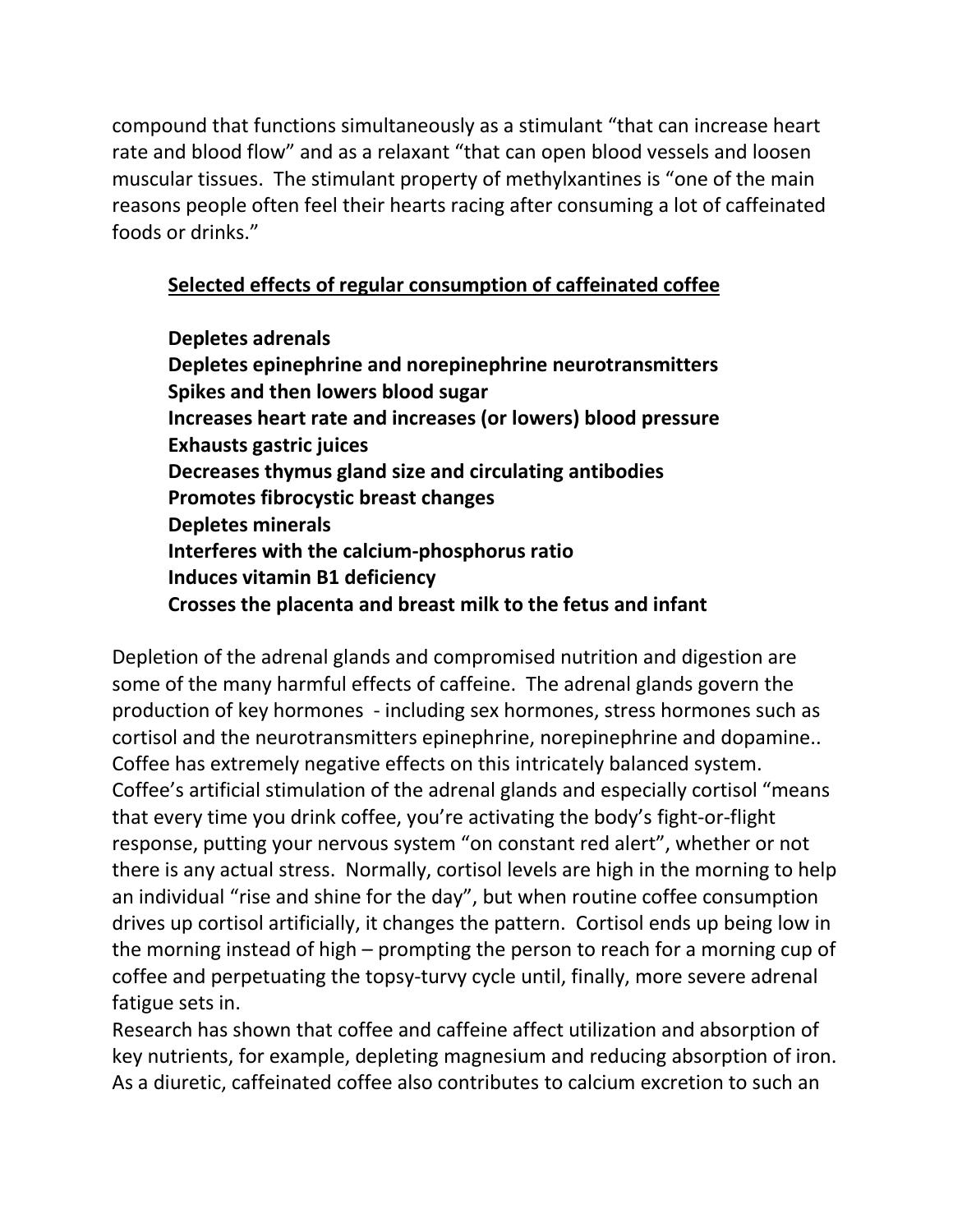compound that functions simultaneously as a stimulant "that can increase heart rate and blood flow" and as a relaxant "that can open blood vessels and loosen muscular tissues. The stimulant property of methylxantines is "one of the main reasons people often feel their hearts racing after consuming a lot of caffeinated foods or drinks."

**Selected effects of regular consumption of caffeinated coffee**

**Depletes adrenals**
**Depletes epinephrine and norepinephrine neurotransmitters**
**Spikes and then lowers blood sugar**
**Increases heart rate and increases (or lowers) blood pressure**
**Exhausts gastric juices**
**Decreases thymus gland size and circulating antibodies**
**Promotes fibrocystic breast changes**
**Depletes minerals**
**Interferes with the calcium-phosphorus ratio**
**Induces vitamin B1 deficiency**
**Crosses the placenta and breast milk to the fetus and infant**

Depletion of the adrenal glands and compromised nutrition and digestion are some of the many harmful effects of caffeine. The adrenal glands govern the production of key hormones - including sex hormones, stress hormones such as cortisol and the neurotransmitters epinephrine, norepinephrine and dopamine.. Coffee has extremely negative effects on this intricately balanced system. Coffee's artificial stimulation of the adrenal glands and especially cortisol "means that every time you drink coffee, you're activating the body's fight-or-flight response, putting your nervous system "on constant red alert", whether or not there is any actual stress. Normally, cortisol levels are high in the morning to help an individual "rise and shine for the day", but when routine coffee consumption drives up cortisol artificially, it changes the pattern. Cortisol ends up being low in the morning instead of high – prompting the person to reach for a morning cup of coffee and perpetuating the topsy-turvy cycle until, finally, more severe adrenal fatigue sets in.

Research has shown that coffee and caffeine affect utilization and absorption of key nutrients, for example, depleting magnesium and reducing absorption of iron. As a diuretic, caffeinated coffee also contributes to calcium excretion to such an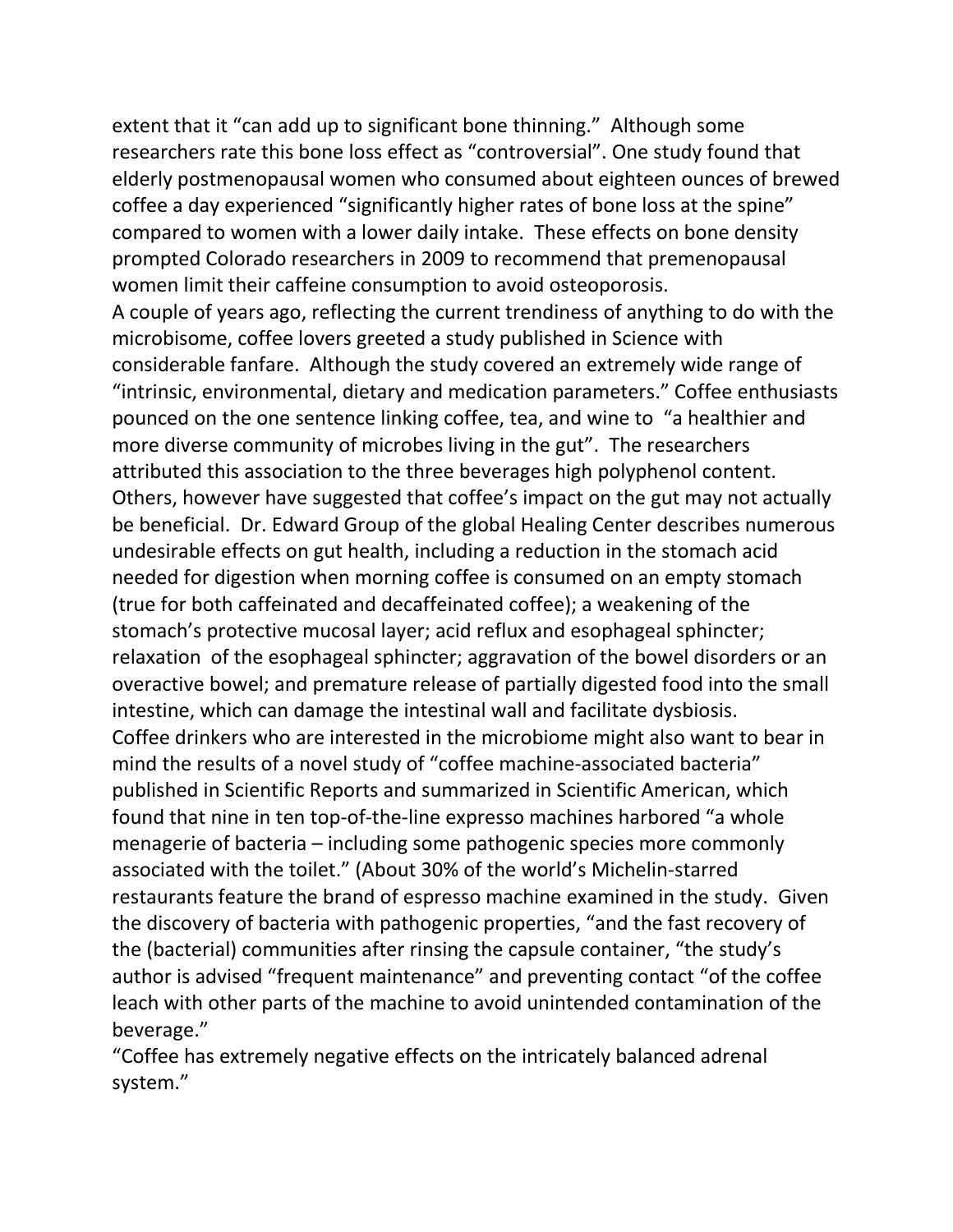extent that it "can add up to significant bone thinning." Although some researchers rate this bone loss effect as "controversial". One study found that elderly postmenopausal women who consumed about eighteen ounces of brewed coffee a day experienced "significantly higher rates of bone loss at the spine" compared to women with a lower daily intake. These effects on bone density prompted Colorado researchers in 2009 to recommend that premenopausal women limit their caffeine consumption to avoid osteoporosis.

A couple of years ago, reflecting the current trendiness of anything to do with the microbisome, coffee lovers greeted a study published in Science with considerable fanfare. Although the study covered an extremely wide range of "intrinsic, environmental, dietary and medication parameters." Coffee enthusiasts pounced on the one sentence linking coffee, tea, and wine to "a healthier and more diverse community of microbes living in the gut". The researchers attributed this association to the three beverages high polyphenol content. Others, however have suggested that coffee's impact on the gut may not actually be beneficial. Dr. Edward Group of the global Healing Center describes numerous undesirable effects on gut health, including a reduction in the stomach acid needed for digestion when morning coffee is consumed on an empty stomach (true for both caffeinated and decaffeinated coffee); a weakening of the stomach's protective mucosal layer; acid reflux and esophageal sphincter; relaxation of the esophageal sphincter; aggravation of the bowel disorders or an overactive bowel; and premature release of partially digested food into the small intestine, which can damage the intestinal wall and facilitate dysbiosis.

Coffee drinkers who are interested in the microbiome might also want to bear in mind the results of a novel study of "coffee machine-associated bacteria" published in Scientific Reports and summarized in Scientific American, which found that nine in ten top-of-the-line expresso machines harbored "a whole menagerie of bacteria – including some pathogenic species more commonly associated with the toilet." (About 30% of the world's Michelin-starred restaurants feature the brand of espresso machine examined in the study. Given the discovery of bacteria with pathogenic properties, "and the fast recovery of the (bacterial) communities after rinsing the capsule container, "the study's author is advised "frequent maintenance" and preventing contact "of the coffee leach with other parts of the machine to avoid unintended contamination of the beverage."

"Coffee has extremely negative effects on the intricately balanced adrenal system."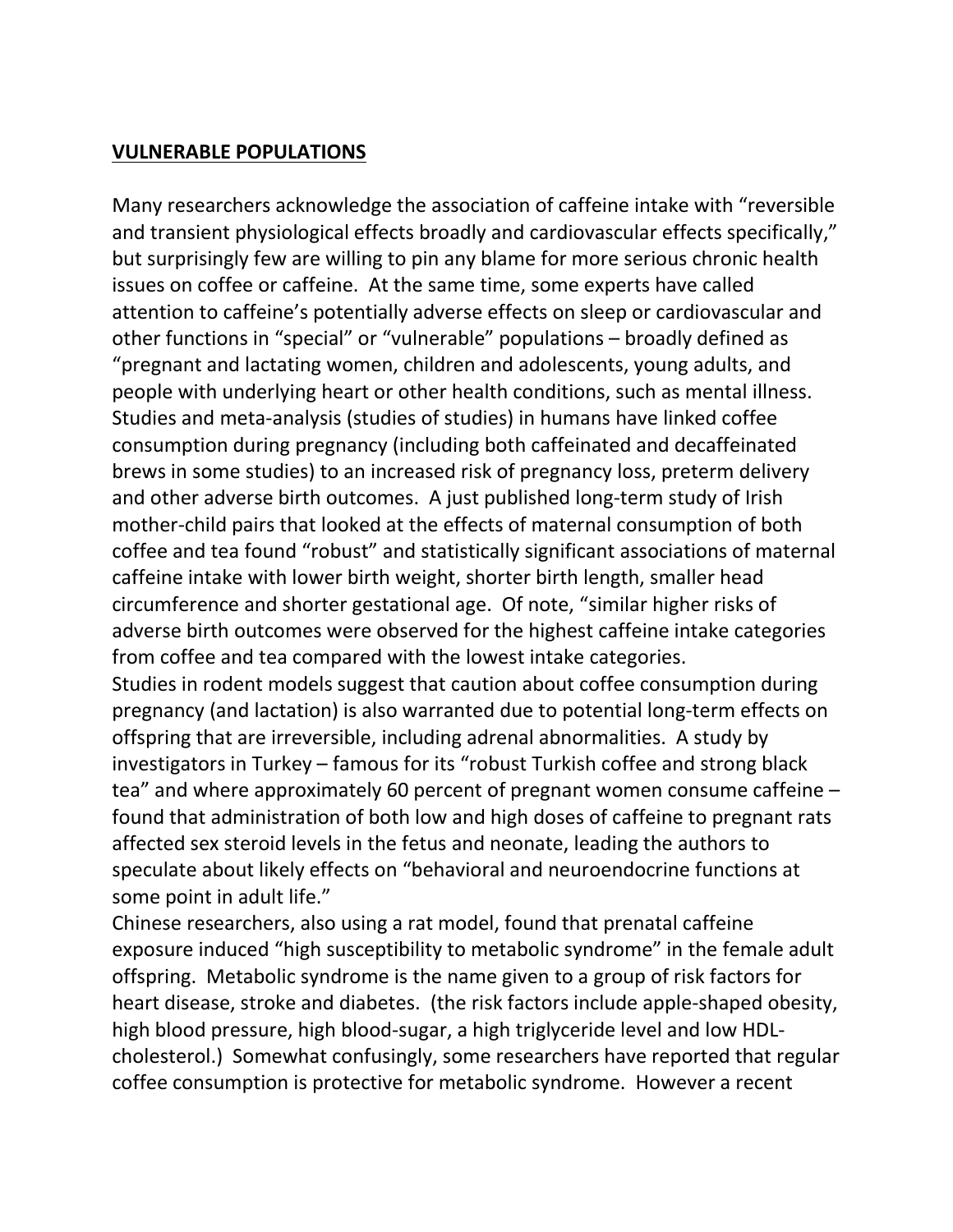**VULNERABLE POPULATIONS**

Many researchers acknowledge the association of caffeine intake with "reversible and transient physiological effects broadly and cardiovascular effects specifically," but surprisingly few are willing to pin any blame for more serious chronic health issues on coffee or caffeine. At the same time, some experts have called attention to caffeine's potentially adverse effects on sleep or cardiovascular and other functions in "special" or "vulnerable" populations – broadly defined as "pregnant and lactating women, children and adolescents, young adults, and people with underlying heart or other health conditions, such as mental illness. Studies and meta-analysis (studies of studies) in humans have linked coffee consumption during pregnancy (including both caffeinated and decaffeinated brews in some studies) to an increased risk of pregnancy loss, preterm delivery and other adverse birth outcomes. A just published long-term study of Irish mother-child pairs that looked at the effects of maternal consumption of both coffee and tea found "robust" and statistically significant associations of maternal caffeine intake with lower birth weight, shorter birth length, smaller head circumference and shorter gestational age. Of note, "similar higher risks of adverse birth outcomes were observed for the highest caffeine intake categories from coffee and tea compared with the lowest intake categories.

Studies in rodent models suggest that caution about coffee consumption during pregnancy (and lactation) is also warranted due to potential long-term effects on offspring that are irreversible, including adrenal abnormalities. A study by investigators in Turkey – famous for its "robust Turkish coffee and strong black tea" and where approximately 60 percent of pregnant women consume caffeine – found that administration of both low and high doses of caffeine to pregnant rats affected sex steroid levels in the fetus and neonate, leading the authors to speculate about likely effects on "behavioral and neuroendocrine functions at some point in adult life."

Chinese researchers, also using a rat model, found that prenatal caffeine exposure induced "high susceptibility to metabolic syndrome" in the female adult offspring. Metabolic syndrome is the name given to a group of risk factors for heart disease, stroke and diabetes. (the risk factors include apple-shaped obesity, high blood pressure, high blood-sugar, a high triglyceride level and low HDL-cholesterol.) Somewhat confusingly, some researchers have reported that regular coffee consumption is protective for metabolic syndrome. However a recent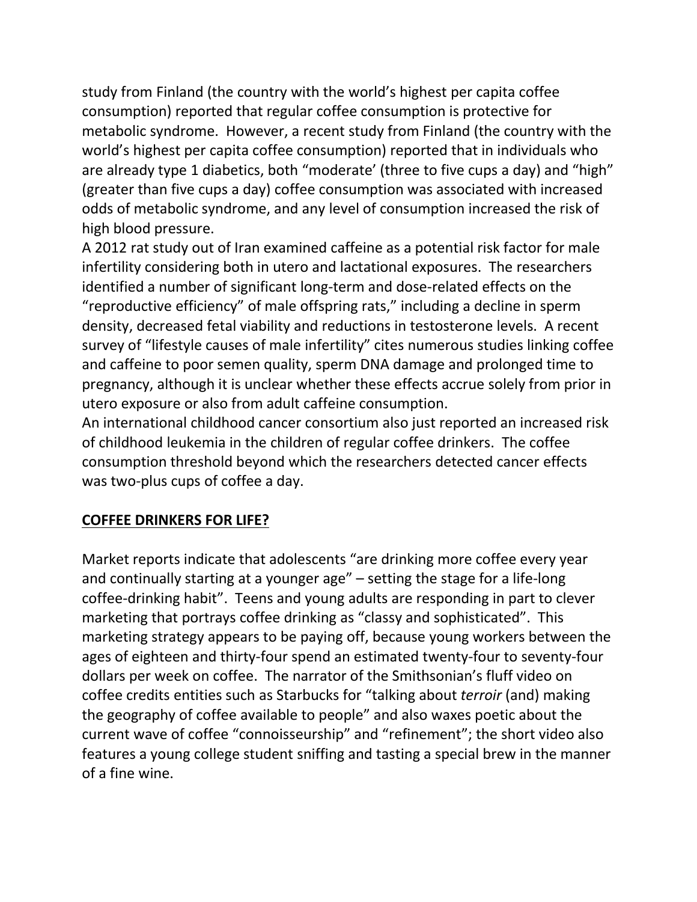study from Finland (the country with the world's highest per capita coffee consumption) reported that regular coffee consumption is protective for metabolic syndrome. However, a recent study from Finland (the country with the world's highest per capita coffee consumption) reported that in individuals who are already type 1 diabetics, both "moderate' (three to five cups a day) and "high" (greater than five cups a day) coffee consumption was associated with increased odds of metabolic syndrome, and any level of consumption increased the risk of high blood pressure.

A 2012 rat study out of Iran examined caffeine as a potential risk factor for male infertility considering both in utero and lactational exposures. The researchers identified a number of significant long-term and dose-related effects on the "reproductive efficiency" of male offspring rats," including a decline in sperm density, decreased fetal viability and reductions in testosterone levels. A recent survey of "lifestyle causes of male infertility" cites numerous studies linking coffee and caffeine to poor semen quality, sperm DNA damage and prolonged time to pregnancy, although it is unclear whether these effects accrue solely from prior in utero exposure or also from adult caffeine consumption.

An international childhood cancer consortium also just reported an increased risk of childhood leukemia in the children of regular coffee drinkers. The coffee consumption threshold beyond which the researchers detected cancer effects was two-plus cups of coffee a day.

## COFFEE DRINKERS FOR LIFE?

Market reports indicate that adolescents "are drinking more coffee every year and continually starting at a younger age" – setting the stage for a life-long coffee-drinking habit". Teens and young adults are responding in part to clever marketing that portrays coffee drinking as "classy and sophisticated". This marketing strategy appears to be paying off, because young workers between the ages of eighteen and thirty-four spend an estimated twenty-four to seventy-four dollars per week on coffee. The narrator of the Smithsonian's fluff video on coffee credits entities such as Starbucks for "talking about *terroir* (and) making the geography of coffee available to people" and also waxes poetic about the current wave of coffee "connoisseurship" and "refinement"; the short video also features a young college student sniffing and tasting a special brew in the manner of a fine wine.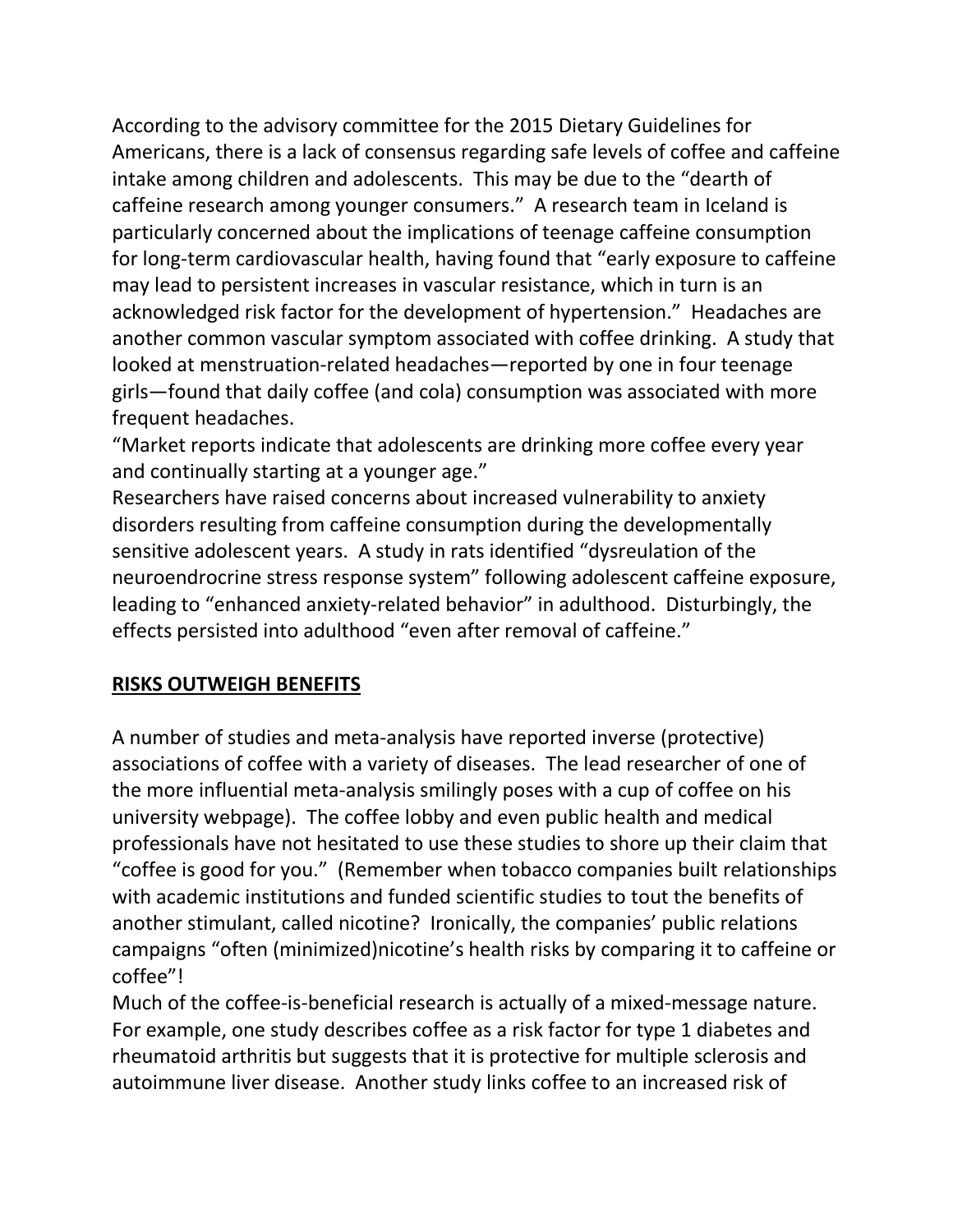According to the advisory committee for the 2015 Dietary Guidelines for Americans, there is a lack of consensus regarding safe levels of coffee and caffeine intake among children and adolescents. This may be due to the "dearth of caffeine research among younger consumers." A research team in Iceland is particularly concerned about the implications of teenage caffeine consumption for long-term cardiovascular health, having found that "early exposure to caffeine may lead to persistent increases in vascular resistance, which in turn is an acknowledged risk factor for the development of hypertension." Headaches are another common vascular symptom associated with coffee drinking. A study that looked at menstruation-related headaches—reported by one in four teenage girls—found that daily coffee (and cola) consumption was associated with more frequent headaches.

"Market reports indicate that adolescents are drinking more coffee every year and continually starting at a younger age."

Researchers have raised concerns about increased vulnerability to anxiety disorders resulting from caffeine consumption during the developmentally sensitive adolescent years. A study in rats identified "dysreulation of the neuroendrocrine stress response system" following adolescent caffeine exposure, leading to "enhanced anxiety-related behavior" in adulthood. Disturbingly, the effects persisted into adulthood "even after removal of caffeine."

## RISKS OUTWEIGH BENEFITS

A number of studies and meta-analysis have reported inverse (protective) associations of coffee with a variety of diseases. The lead researcher of one of the more influential meta-analysis smilingly poses with a cup of coffee on his university webpage). The coffee lobby and even public health and medical professionals have not hesitated to use these studies to shore up their claim that "coffee is good for you." (Remember when tobacco companies built relationships with academic institutions and funded scientific studies to tout the benefits of another stimulant, called nicotine? Ironically, the companies' public relations campaigns "often (minimized)nicotine's health risks by comparing it to caffeine or coffee"!

Much of the coffee-is-beneficial research is actually of a mixed-message nature. For example, one study describes coffee as a risk factor for type 1 diabetes and rheumatoid arthritis but suggests that it is protective for multiple sclerosis and autoimmune liver disease. Another study links coffee to an increased risk of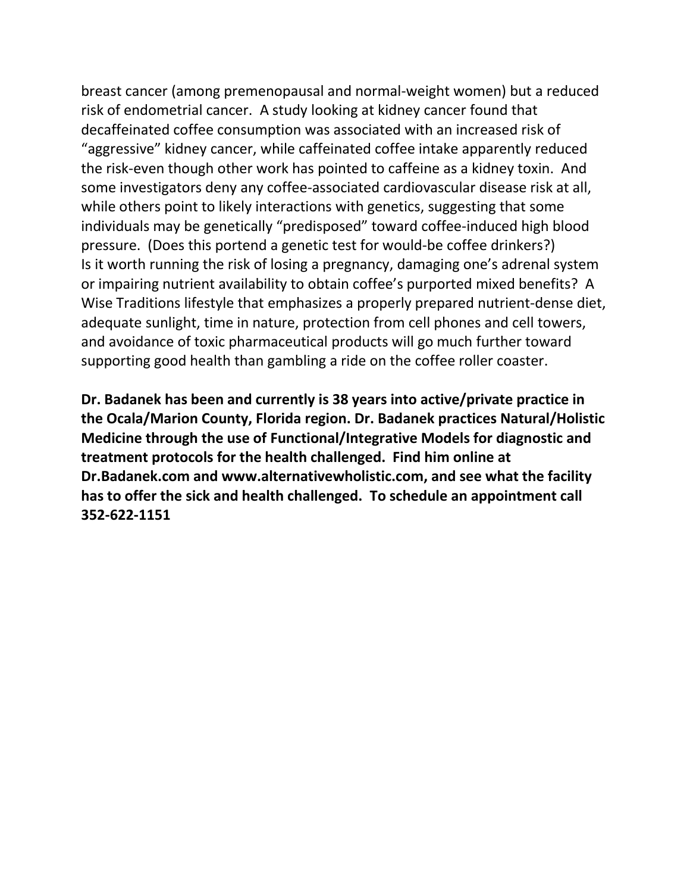breast cancer (among premenopausal and normal-weight women) but a reduced risk of endometrial cancer. A study looking at kidney cancer found that decaffeinated coffee consumption was associated with an increased risk of "aggressive" kidney cancer, while caffeinated coffee intake apparently reduced the risk-even though other work has pointed to caffeine as a kidney toxin. And some investigators deny any coffee-associated cardiovascular disease risk at all, while others point to likely interactions with genetics, suggesting that some individuals may be genetically "predisposed" toward coffee-induced high blood pressure. (Does this portend a genetic test for would-be coffee drinkers?)
Is it worth running the risk of losing a pregnancy, damaging one's adrenal system or impairing nutrient availability to obtain coffee's purported mixed benefits? A Wise Traditions lifestyle that emphasizes a properly prepared nutrient-dense diet, adequate sunlight, time in nature, protection from cell phones and cell towers, and avoidance of toxic pharmaceutical products will go much further toward supporting good health than gambling a ride on the coffee roller coaster.

**Dr. Badanek has been and currently is 38 years into active/private practice in the Ocala/Marion County, Florida region. Dr. Badanek practices Natural/Holistic Medicine through the use of Functional/Integrative Models for diagnostic and treatment protocols for the health challenged. Find him online at Dr.Badanek.com and www.alternativewholistic.com, and see what the facility has to offer the sick and health challenged. To schedule an appointment call 352-622-1151**